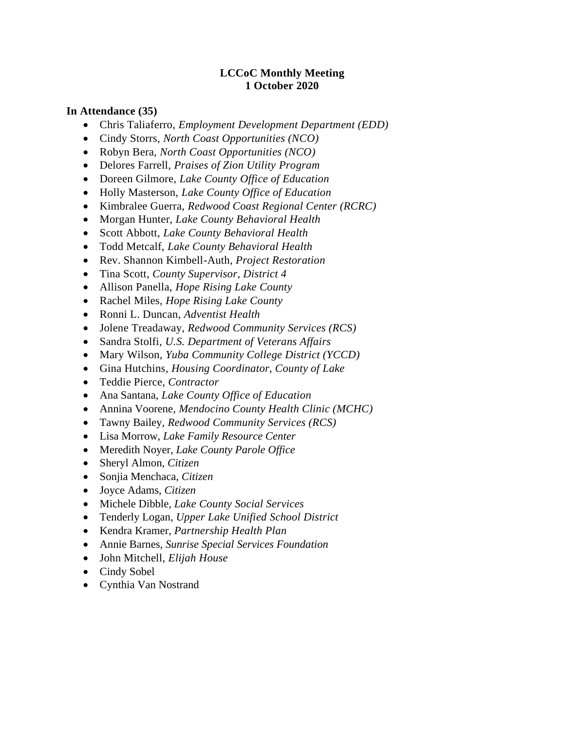**LCCoC Monthly Meeting**
**1 October 2020**

**In Attendance (35)**

- Chris Taliaferro, *Employment Development Department (EDD)*
- Cindy Storrs, *North Coast Opportunities (NCO)*
- Robyn Bera, *North Coast Opportunities (NCO)*
- Delores Farrell, *Praises of Zion Utility Program*
- Doreen Gilmore, *Lake County Office of Education*
- Holly Masterson, *Lake County Office of Education*
- Kimbralee Guerra, *Redwood Coast Regional Center (RCRC)*
- Morgan Hunter, *Lake County Behavioral Health*
- Scott Abbott, *Lake County Behavioral Health*
- Todd Metcalf, *Lake County Behavioral Health*
- Rev. Shannon Kimbell-Auth, *Project Restoration*
- Tina Scott, *County Supervisor, District 4*
- Allison Panella, *Hope Rising Lake County*
- Rachel Miles, *Hope Rising Lake County*
- Ronni L. Duncan, *Adventist Health*
- Jolene Treadaway, *Redwood Community Services (RCS)*
- Sandra Stolfi, *U.S. Department of Veterans Affairs*
- Mary Wilson, *Yuba Community College District (YCCD)*
- Gina Hutchins, *Housing Coordinator, County of Lake*
- Teddie Pierce, *Contractor*
- Ana Santana, *Lake County Office of Education*
- Annina Voorene, *Mendocino County Health Clinic (MCHC)*
- Tawny Bailey, *Redwood Community Services (RCS)*
- Lisa Morrow, *Lake Family Resource Center*
- Meredith Noyer, *Lake County Parole Office*
- Sheryl Almon, *Citizen*
- Sonjia Menchaca, *Citizen*
- Joyce Adams, *Citizen*
- Michele Dibble, *Lake County Social Services*
- Tenderly Logan, *Upper Lake Unified School District*
- Kendra Kramer, *Partnership Health Plan*
- Annie Barnes, *Sunrise Special Services Foundation*
- John Mitchell, *Elijah House*
- Cindy Sobel
- Cynthia Van Nostrand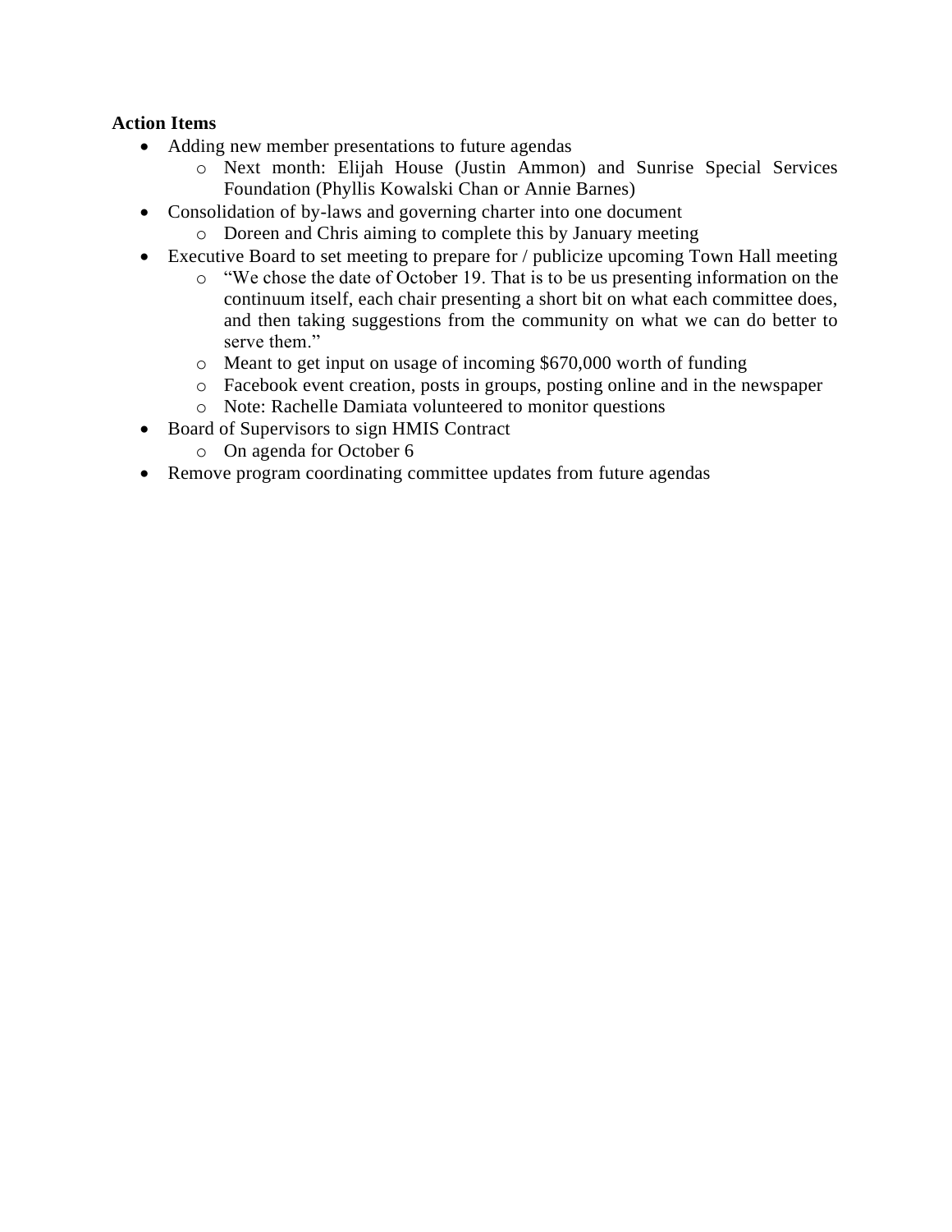**Action Items**

- Adding new member presentations to future agendas
  - Next month: Elijah House (Justin Ammon) and Sunrise Special Services Foundation (Phyllis Kowalski Chan or Annie Barnes)
- Consolidation of by-laws and governing charter into one document
  - Doreen and Chris aiming to complete this by January meeting
- Executive Board to set meeting to prepare for / publicize upcoming Town Hall meeting
  - "We chose the date of October 19. That is to be us presenting information on the continuum itself, each chair presenting a short bit on what each committee does, and then taking suggestions from the community on what we can do better to serve them."
  - Meant to get input on usage of incoming $670,000 worth of funding
  - Facebook event creation, posts in groups, posting online and in the newspaper
  - Note: Rachelle Damiata volunteered to monitor questions
- Board of Supervisors to sign HMIS Contract
  - On agenda for October 6
- Remove program coordinating committee updates from future agendas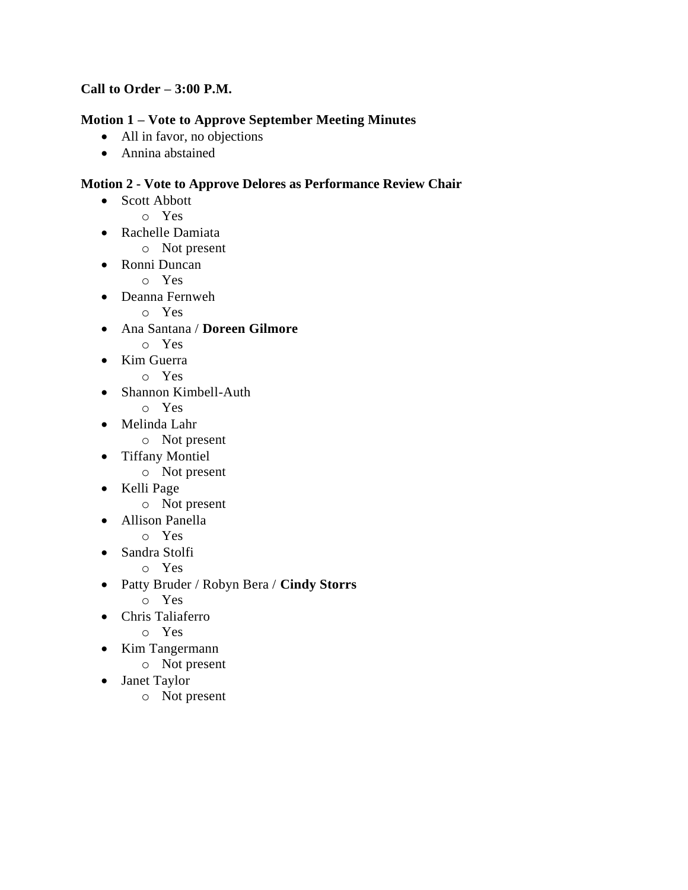**Call to Order – 3:00 P.M.**

**Motion 1 – Vote to Approve September Meeting Minutes**

- All in favor, no objections
- Annina abstained

**Motion 2 - Vote to Approve Delores as Performance Review Chair**

- Scott Abbott
  - Yes
- Rachelle Damiata
  - Not present
- Ronni Duncan
  - Yes
- Deanna Fernweh
  - Yes
- Ana Santana / **Doreen Gilmore**
  - Yes
- Kim Guerra
  - Yes
- Shannon Kimbell-Auth
  - Yes
- Melinda Lahr
  - Not present
- Tiffany Montiel
  - Not present
- Kelli Page
  - Not present
- Allison Panella
  - Yes
- Sandra Stolfi
  - Yes
- Patty Bruder / Robyn Bera / **Cindy Storrs**
  - Yes
- Chris Taliaferro
  - Yes
- Kim Tangermann
  - Not present
- Janet Taylor
  - Not present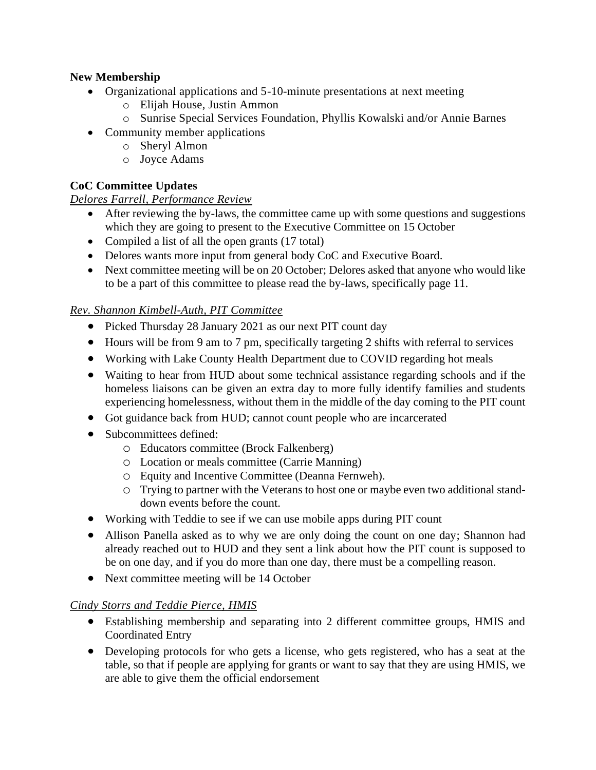**New Membership**

- Organizational applications and 5-10-minute presentations at next meeting
  - Elijah House, Justin Ammon
  - Sunrise Special Services Foundation, Phyllis Kowalski and/or Annie Barnes
- Community member applications
  - Sheryl Almon
  - Joyce Adams

**CoC Committee Updates**

*Delores Farrell, Performance Review*

- After reviewing the by-laws, the committee came up with some questions and suggestions which they are going to present to the Executive Committee on 15 October
- Compiled a list of all the open grants (17 total)
- Delores wants more input from general body CoC and Executive Board.
- Next committee meeting will be on 20 October; Delores asked that anyone who would like to be a part of this committee to please read the by-laws, specifically page 11.

*Rev. Shannon Kimbell-Auth, PIT Committee*

- Picked Thursday 28 January 2021 as our next PIT count day
- Hours will be from 9 am to 7 pm, specifically targeting 2 shifts with referral to services
- Working with Lake County Health Department due to COVID regarding hot meals
- Waiting to hear from HUD about some technical assistance regarding schools and if the homeless liaisons can be given an extra day to more fully identify families and students experiencing homelessness, without them in the middle of the day coming to the PIT count
- Got guidance back from HUD; cannot count people who are incarcerated
- Subcommittees defined:
  - Educators committee (Brock Falkenberg)
  - Location or meals committee (Carrie Manning)
  - Equity and Incentive Committee (Deanna Fernweh).
  - Trying to partner with the Veterans to host one or maybe even two additional stand-down events before the count.
- Working with Teddie to see if we can use mobile apps during PIT count
- Allison Panella asked as to why we are only doing the count on one day; Shannon had already reached out to HUD and they sent a link about how the PIT count is supposed to be on one day, and if you do more than one day, there must be a compelling reason.
- Next committee meeting will be 14 October

*Cindy Storrs and Teddie Pierce, HMIS*

- Establishing membership and separating into 2 different committee groups, HMIS and Coordinated Entry
- Developing protocols for who gets a license, who gets registered, who has a seat at the table, so that if people are applying for grants or want to say that they are using HMIS, we are able to give them the official endorsement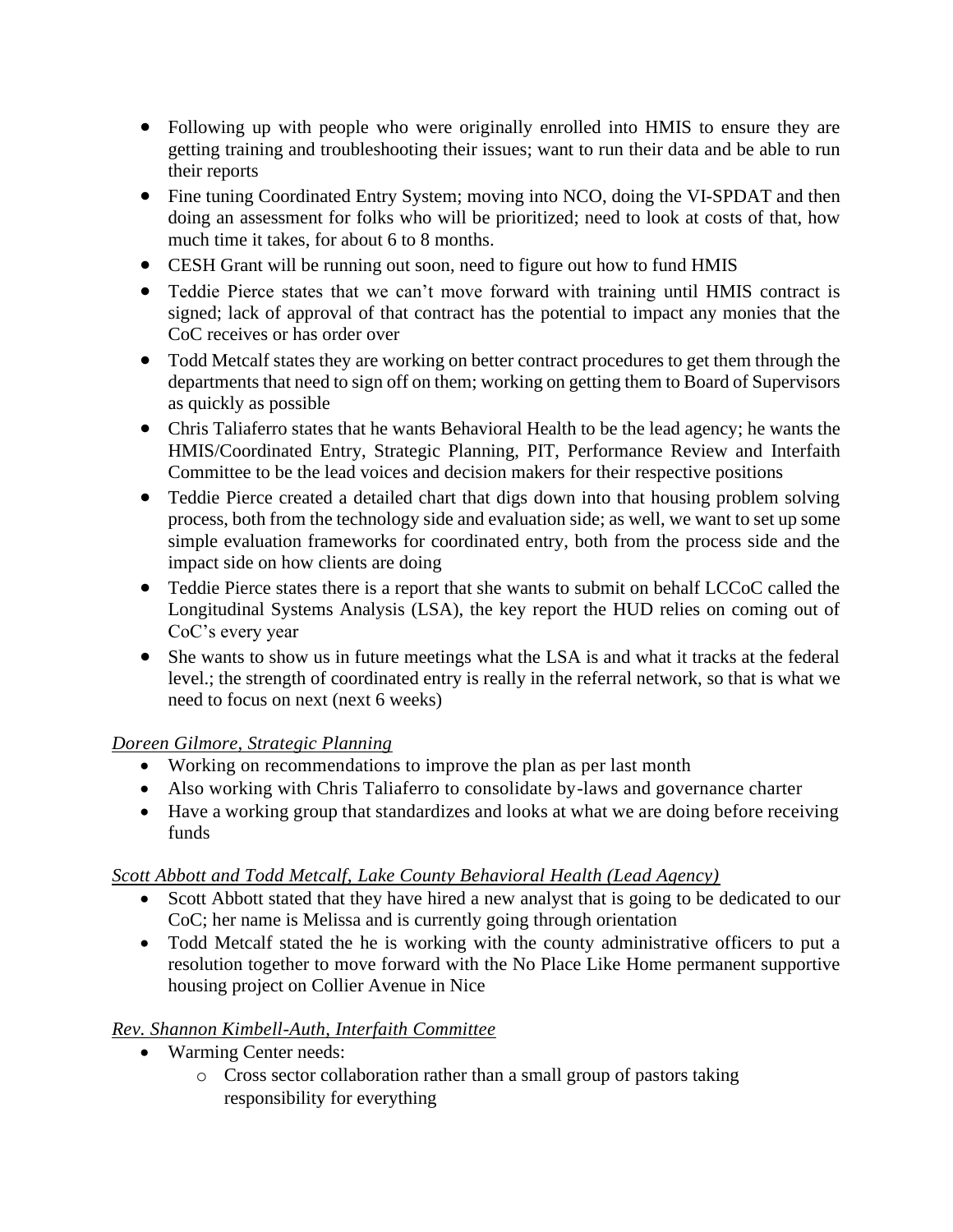- Following up with people who were originally enrolled into HMIS to ensure they are getting training and troubleshooting their issues; want to run their data and be able to run their reports
- Fine tuning Coordinated Entry System; moving into NCO, doing the VI-SPDAT and then doing an assessment for folks who will be prioritized; need to look at costs of that, how much time it takes, for about 6 to 8 months.
- CESH Grant will be running out soon, need to figure out how to fund HMIS
- Teddie Pierce states that we can't move forward with training until HMIS contract is signed; lack of approval of that contract has the potential to impact any monies that the CoC receives or has order over
- Todd Metcalf states they are working on better contract procedures to get them through the departments that need to sign off on them; working on getting them to Board of Supervisors as quickly as possible
- Chris Taliaferro states that he wants Behavioral Health to be the lead agency; he wants the HMIS/Coordinated Entry, Strategic Planning, PIT, Performance Review and Interfaith Committee to be the lead voices and decision makers for their respective positions
- Teddie Pierce created a detailed chart that digs down into that housing problem solving process, both from the technology side and evaluation side; as well, we want to set up some simple evaluation frameworks for coordinated entry, both from the process side and the impact side on how clients are doing
- Teddie Pierce states there is a report that she wants to submit on behalf LCCoC called the Longitudinal Systems Analysis (LSA), the key report the HUD relies on coming out of CoC's every year
- She wants to show us in future meetings what the LSA is and what it tracks at the federal level.; the strength of coordinated entry is really in the referral network, so that is what we need to focus on next (next 6 weeks)

*Doreen Gilmore, Strategic Planning*

- Working on recommendations to improve the plan as per last month
- Also working with Chris Taliaferro to consolidate by-laws and governance charter
- Have a working group that standardizes and looks at what we are doing before receiving funds

*Scott Abbott and Todd Metcalf, Lake County Behavioral Health (Lead Agency)*

- Scott Abbott stated that they have hired a new analyst that is going to be dedicated to our CoC; her name is Melissa and is currently going through orientation
- Todd Metcalf stated the he is working with the county administrative officers to put a resolution together to move forward with the No Place Like Home permanent supportive housing project on Collier Avenue in Nice

*Rev. Shannon Kimbell-Auth, Interfaith Committee*

- Warming Center needs:
  - Cross sector collaboration rather than a small group of pastors taking responsibility for everything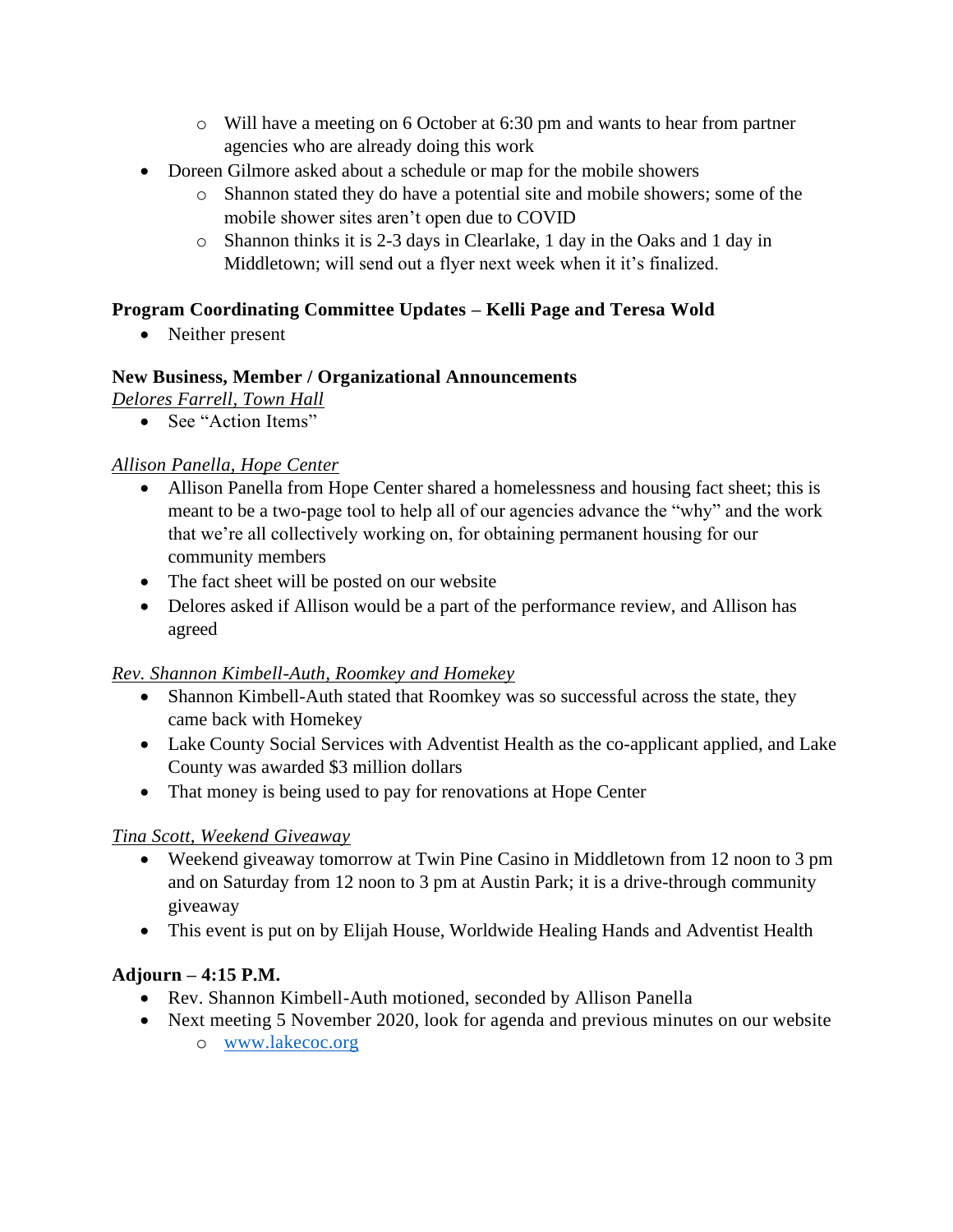- Will have a meeting on 6 October at 6:30 pm and wants to hear from partner agencies who are already doing this work
- Doreen Gilmore asked about a schedule or map for the mobile showers
    - Shannon stated they do have a potential site and mobile showers; some of the mobile shower sites aren't open due to COVID
    - Shannon thinks it is 2-3 days in Clearlake, 1 day in the Oaks and 1 day in Middletown; will send out a flyer next week when it it's finalized.

**Program Coordinating Committee Updates – Kelli Page and Teresa Wold**

- Neither present

**New Business, Member / Organizational Announcements**

*Delores Farrell, Town Hall*

- See "Action Items"

*Allison Panella, Hope Center*

- Allison Panella from Hope Center shared a homelessness and housing fact sheet; this is meant to be a two-page tool to help all of our agencies advance the "why" and the work that we're all collectively working on, for obtaining permanent housing for our community members
- The fact sheet will be posted on our website
- Delores asked if Allison would be a part of the performance review, and Allison has agreed

*Rev. Shannon Kimbell-Auth, Roomkey and Homekey*

- Shannon Kimbell-Auth stated that Roomkey was so successful across the state, they came back with Homekey
- Lake County Social Services with Adventist Health as the co-applicant applied, and Lake County was awarded $3 million dollars
- That money is being used to pay for renovations at Hope Center

*Tina Scott, Weekend Giveaway*

- Weekend giveaway tomorrow at Twin Pine Casino in Middletown from 12 noon to 3 pm and on Saturday from 12 noon to 3 pm at Austin Park; it is a drive-through community giveaway
- This event is put on by Elijah House, Worldwide Healing Hands and Adventist Health

**Adjourn – 4:15 P.M.**

- Rev. Shannon Kimbell-Auth motioned, seconded by Allison Panella
- Next meeting 5 November 2020, look for agenda and previous minutes on our website
    - [www.lakecoc.org](http://www.lakecoc.org)